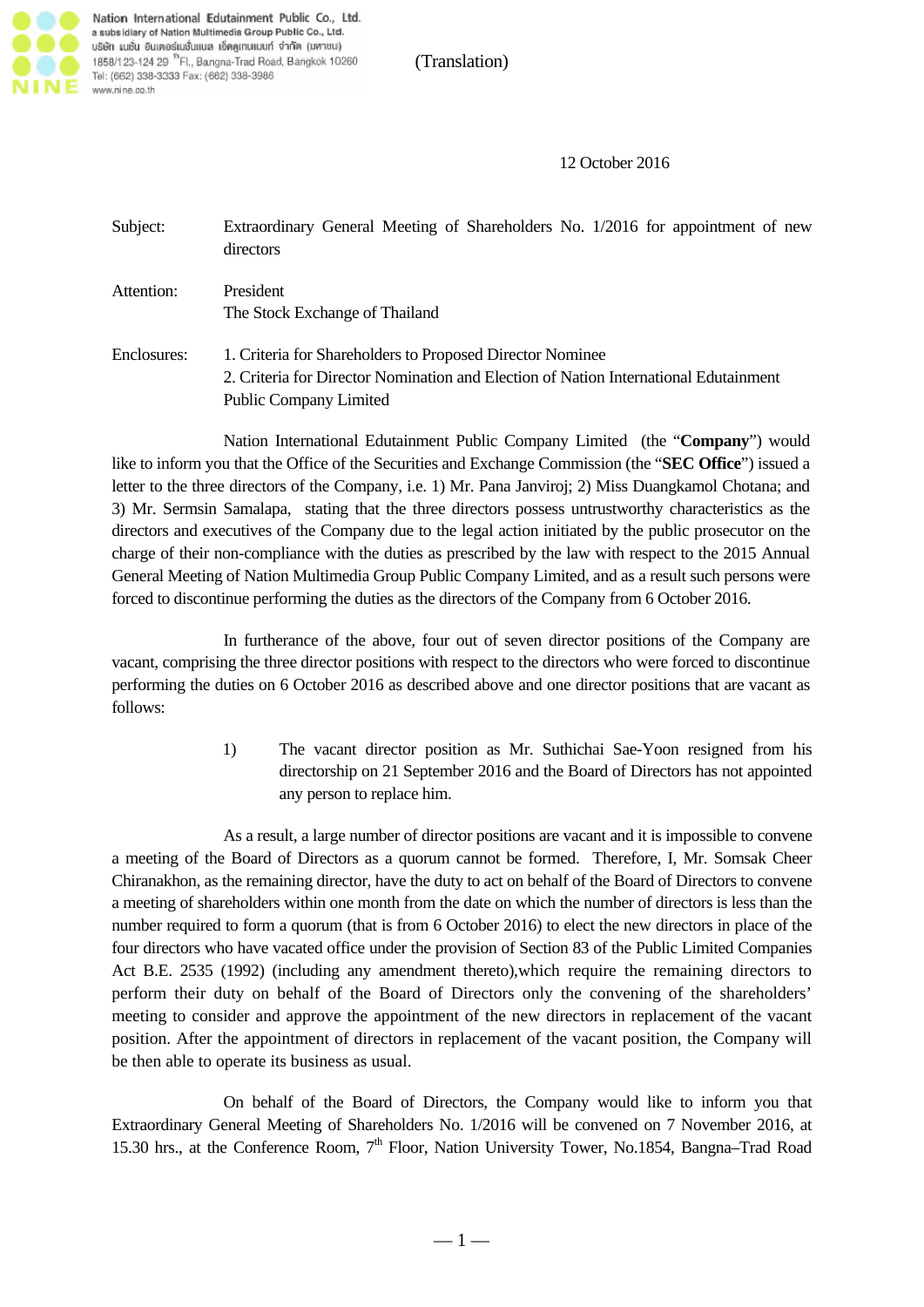Nation International Edutainment Public Co., Ltd.
a subsidiary of Nation Multimedia Group Public Co., Ltd.
บริษัท เนชั่น อินเตอร์เนชั่นแนล เอ็ดดูเทนเมนท์ จำกัด (มหาชน)
1858/123-124 29 [th] Fl., Bangna-Trad Road, Bangkok 10260
Tel: (662) 338-3333 Fax: (662) 338-3986
www.nine.co.th

(Translation)

12 October 2016

Subject: Extraordinary General Meeting of Shareholders No. 1/2016 for appointment of new directors

Attention: President
The Stock Exchange of Thailand

Enclosures: 1. Criteria for Shareholders to Proposed Director Nominee
2. Criteria for Director Nomination and Election of Nation International Edutainment Public Company Limited

Nation International Edutainment Public Company Limited (the "**Company**") would like to inform you that the Office of the Securities and Exchange Commission (the "**SEC Office**") issued a letter to the three directors of the Company, i.e. 1) Mr. Pana Janviroj; 2) Miss Duangkamol Chotana; and 3) Mr. Sermsin Samalapa, stating that the three directors possess untrustworthy characteristics as the directors and executives of the Company due to the legal action initiated by the public prosecutor on the charge of their non-compliance with the duties as prescribed by the law with respect to the 2015 Annual General Meeting of Nation Multimedia Group Public Company Limited, and as a result such persons were forced to discontinue performing the duties as the directors of the Company from 6 October 2016.

In furtherance of the above, four out of seven director positions of the Company are vacant, comprising the three director positions with respect to the directors who were forced to discontinue performing the duties on 6 October 2016 as described above and one director positions that are vacant as follows:

1) The vacant director position as Mr. Suthichai Sae-Yoon resigned from his directorship on 21 September 2016 and the Board of Directors has not appointed any person to replace him.

As a result, a large number of director positions are vacant and it is impossible to convene a meeting of the Board of Directors as a quorum cannot be formed. Therefore, I, Mr. Somsak Cheer Chiranakhon, as the remaining director, have the duty to act on behalf of the Board of Directors to convene a meeting of shareholders within one month from the date on which the number of directors is less than the number required to form a quorum (that is from 6 October 2016) to elect the new directors in place of the four directors who have vacated office under the provision of Section 83 of the Public Limited Companies Act B.E. 2535 (1992) (including any amendment thereto),which require the remaining directors to perform their duty on behalf of the Board of Directors only the convening of the shareholders' meeting to consider and approve the appointment of the new directors in replacement of the vacant position. After the appointment of directors in replacement of the vacant position, the Company will be then able to operate its business as usual.

On behalf of the Board of Directors, the Company would like to inform you that Extraordinary General Meeting of Shareholders No. 1/2016 will be convened on 7 November 2016, at 15.30 hrs., at the Conference Room, 7[th] Floor, Nation University Tower, No.1854, Bangna–Trad Road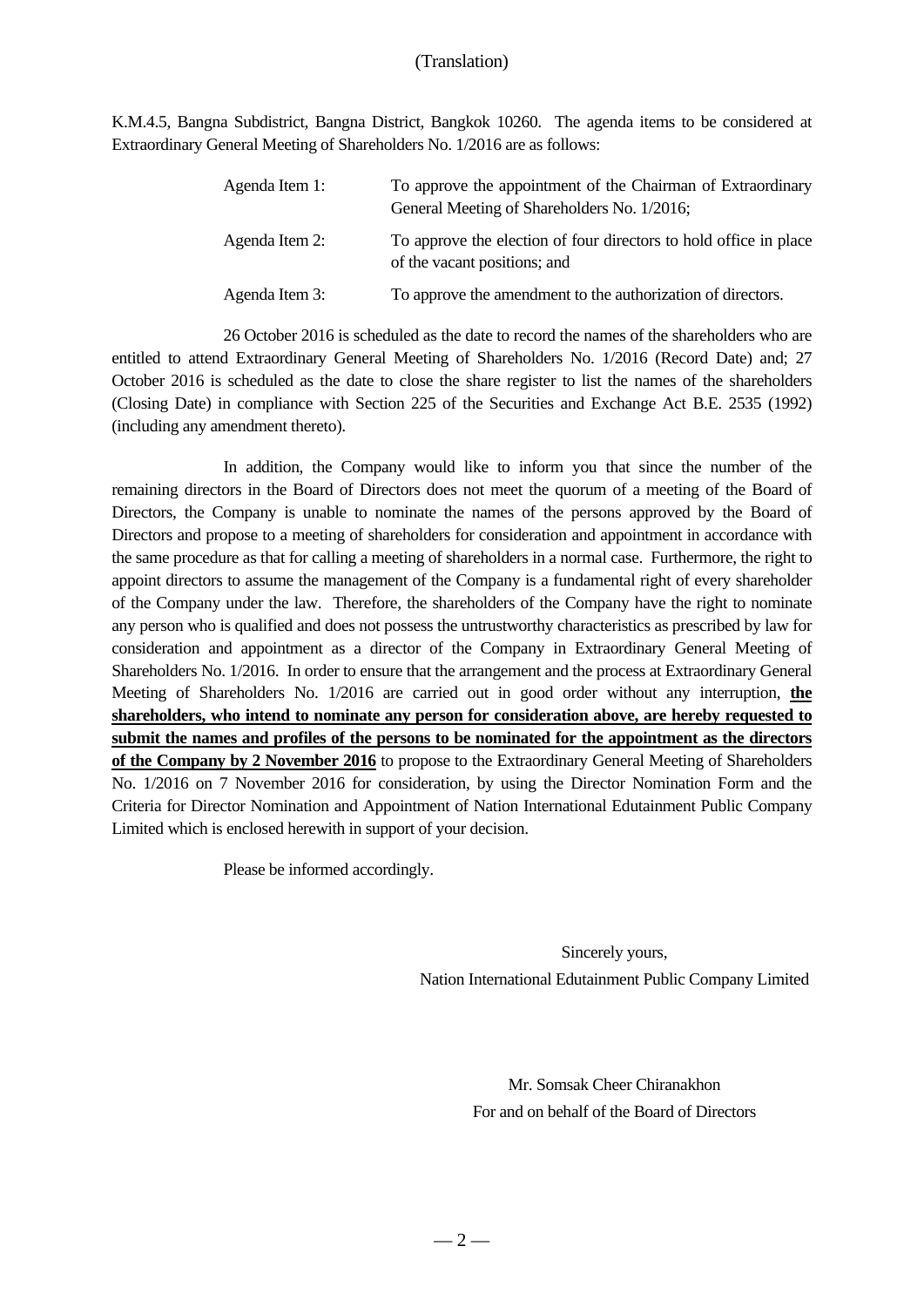(Translation)

K.M.4.5, Bangna Subdistrict, Bangna District, Bangkok 10260. The agenda items to be considered at Extraordinary General Meeting of Shareholders No. 1/2016 are as follows:

| | |
|---|---|
| Agenda Item 1: | To approve the appointment of the Chairman of Extraordinary General Meeting of Shareholders No. 1/2016; |
| Agenda Item 2: | To approve the election of four directors to hold office in place of the vacant positions; and |
| Agenda Item 3: | To approve the amendment to the authorization of directors. |

26 October 2016 is scheduled as the date to record the names of the shareholders who are entitled to attend Extraordinary General Meeting of Shareholders No. 1/2016 (Record Date) and; 27 October 2016 is scheduled as the date to close the share register to list the names of the shareholders (Closing Date) in compliance with Section 225 of the Securities and Exchange Act B.E. 2535 (1992) (including any amendment thereto).

In addition, the Company would like to inform you that since the number of the remaining directors in the Board of Directors does not meet the quorum of a meeting of the Board of Directors, the Company is unable to nominate the names of the persons approved by the Board of Directors and propose to a meeting of shareholders for consideration and appointment in accordance with the same procedure as that for calling a meeting of shareholders in a normal case. Furthermore, the right to appoint directors to assume the management of the Company is a fundamental right of every shareholder of the Company under the law. Therefore, the shareholders of the Company have the right to nominate any person who is qualified and does not possess the untrustworthy characteristics as prescribed by law for consideration and appointment as a director of the Company in Extraordinary General Meeting of Shareholders No. 1/2016. In order to ensure that the arrangement and the process at Extraordinary General Meeting of Shareholders No. 1/2016 are carried out in good order without any interruption, **the shareholders, who intend to nominate any person for consideration above, are hereby requested to submit the names and profiles of the persons to be nominated for the appointment as the directors of the Company by 2 November 2016** to propose to the Extraordinary General Meeting of Shareholders No. 1/2016 on 7 November 2016 for consideration, by using the Director Nomination Form and the Criteria for Director Nomination and Appointment of Nation International Edutainment Public Company Limited which is enclosed herewith in support of your decision.

Please be informed accordingly.

Sincerely yours,
Nation International Edutainment Public Company Limited

Mr. Somsak Cheer Chiranakhon
For and on behalf of the Board of Directors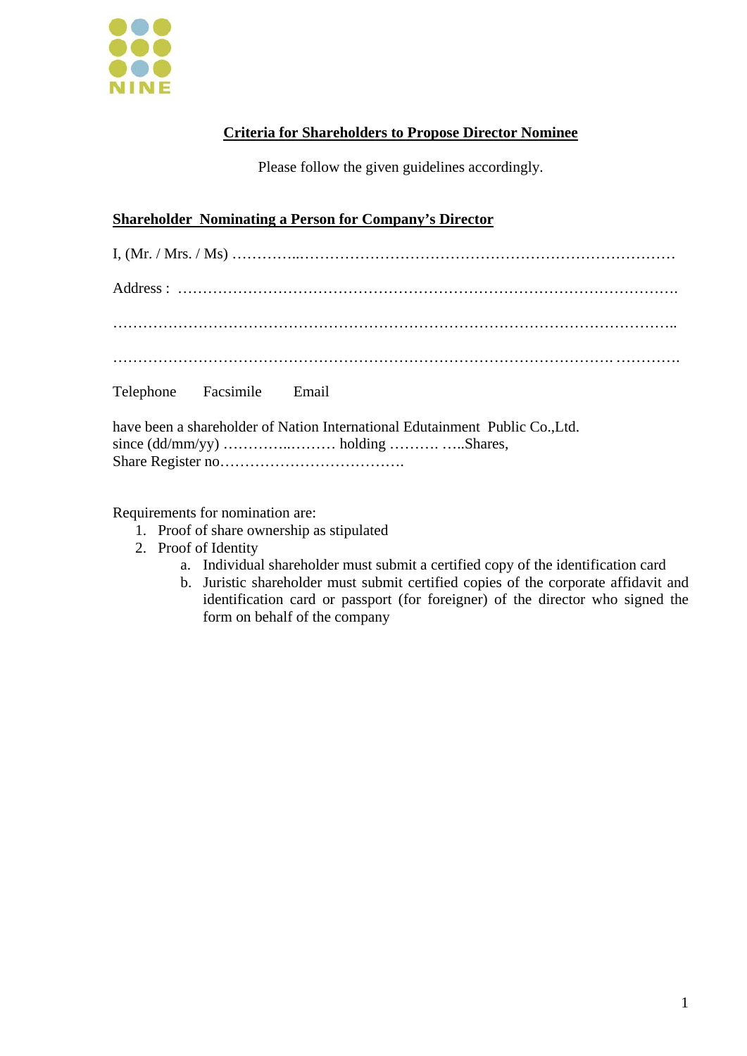## Criteria for Shareholders to Propose Director Nominee

Please follow the given guidelines accordingly.

### Shareholder Nominating a Person for Company's Director

I, (Mr. / Mrs. / Ms) ……………..……………………………………………………………………

Address : ……………………….……………………………………………………………….

…………………………………………………………………………………………………..

………………………………………………………………………………………. ………….

Telephone     Facsimile     Email

have been a shareholder of Nation International Edutainment Public Co.,Ltd.
since (dd/mm/yy) …………..……… holding ………. …..Shares,
Share Register no……………………………….

Requirements for nomination are:

1. Proof of share ownership as stipulated
2. Proof of Identity
   a. Individual shareholder must submit a certified copy of the identification card
   b. Juristic shareholder must submit certified copies of the corporate affidavit and identification card or passport (for foreigner) of the director who signed the form on behalf of the company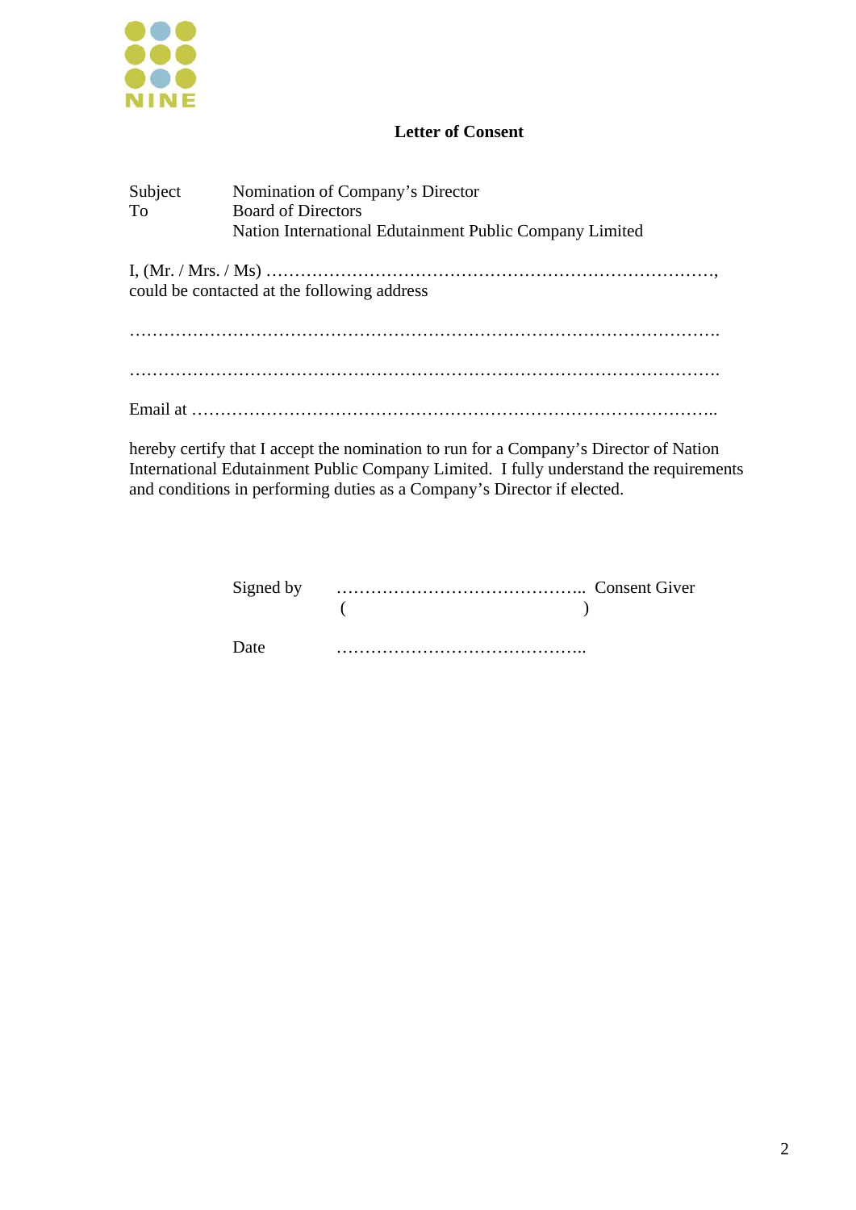NINE

# Letter of Consent

| | |
|---|---|
| Subject | Nomination of Company's Director |
| To | Board of Directors<br>Nation International Edutainment Public Company Limited |

I, (Mr. / Mrs. / Ms) ……………………………………………………………………,
could be contacted at the following address

……………………………………………………………………………………….

……………………………………………………………………………………….

Email at ……………………………………………………………………………..

hereby certify that I accept the nomination to run for a Company's Director of Nation International Edutainment Public Company Limited. I fully understand the requirements and conditions in performing duties as a Company's Director if elected.

Signed by …………………………………….. Consent Giver
( )

Date ……………………………………..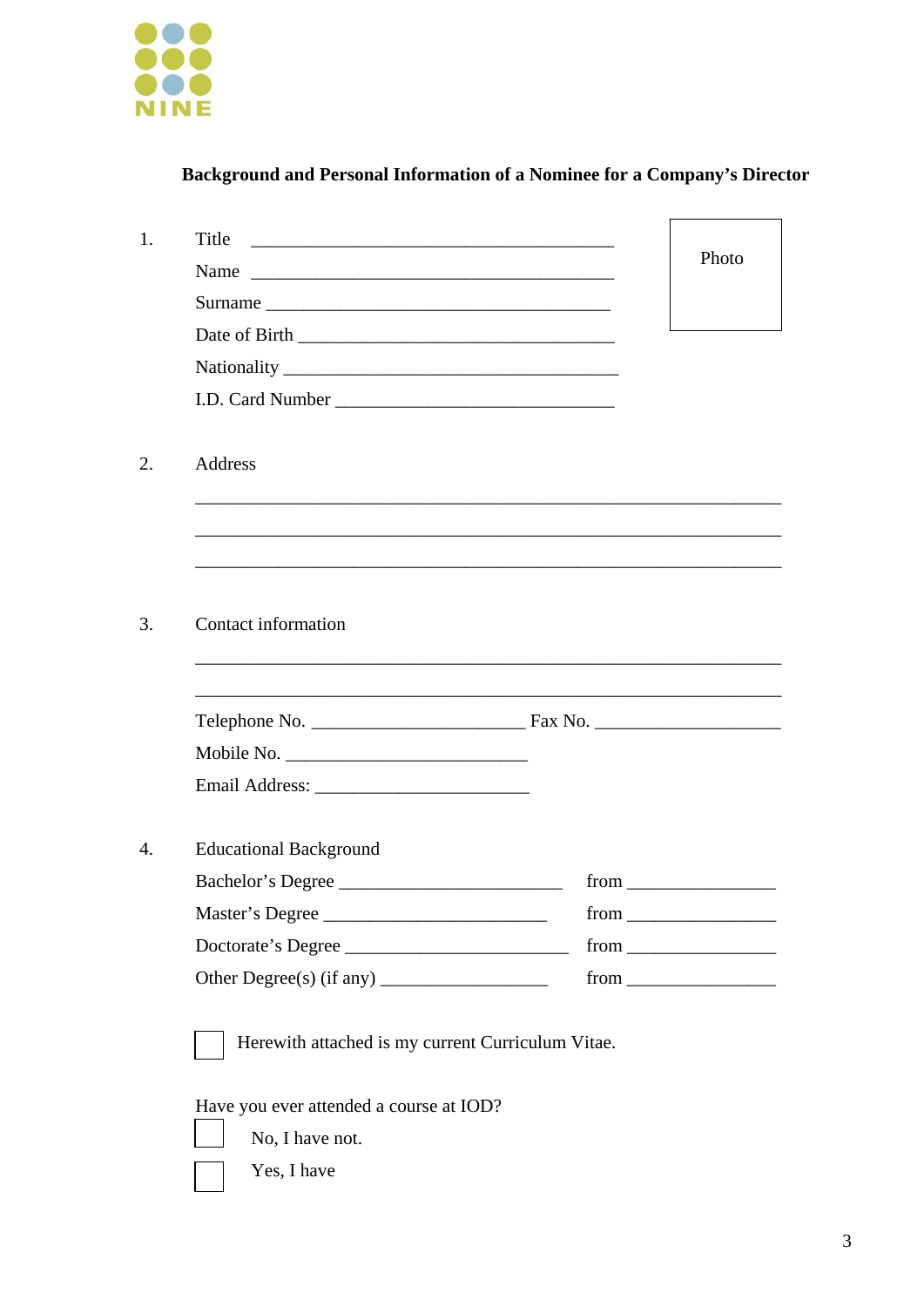NINE

**Background and Personal Information of a Nominee for a Company's Director**

1. Title ________________________________________

   Name ________________________________________

   Surname ______________________________________

   Date of Birth __________________________________

   Nationality ____________________________________

   I.D. Card Number ______________________________

Photo

2. Address

   _______________________________________________________________

   _______________________________________________________________

   _______________________________________________________________

3. Contact information

   _______________________________________________________________

   _______________________________________________________________

   Telephone No. _______________________ Fax No. ___________________

   Mobile No. __________________________

   Email Address: _______________________

4. Educational Background

   Bachelor's Degree ________________________ from _______________

   Master's Degree _________________________ from _______________

   Doctorate's Degree ________________________ from _______________

   Other Degree(s) (if any) __________________ from _______________

☐ Herewith attached is my current Curriculum Vitae.

Have you ever attended a course at IOD?

☐ No, I have not.

☐ Yes, I have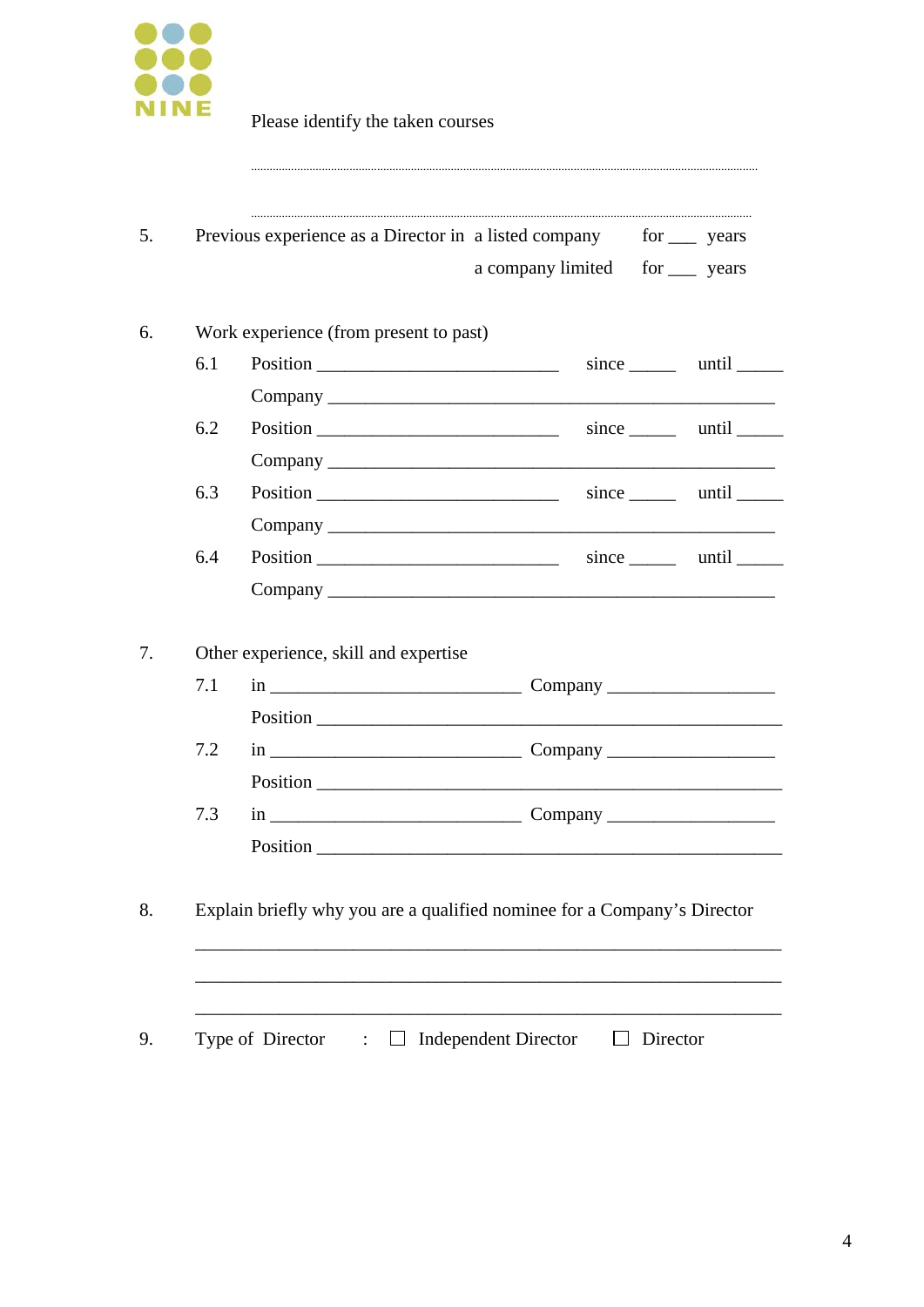Please identify the taken courses

..........................................................................................................................................

..........................................................................................................................................

5. Previous experience as a Director in a listed company for ___ years

a company limited for ___ years

6. Work experience (from present to past)

6.1 Position ___________________________ since _____ until _____

Company __________________________________________________

6.2 Position ___________________________ since _____ until _____

Company __________________________________________________

6.3 Position ___________________________ since _____ until _____

Company __________________________________________________

6.4 Position ___________________________ since _____ until _____

Company __________________________________________________

7. Other experience, skill and expertise

7.1 in ____________________________ Company __________________

Position ___________________________________________________

7.2 in ____________________________ Company __________________

Position ___________________________________________________

7.3 in ____________________________ Company __________________

Position ___________________________________________________

8. Explain briefly why you are a qualified nominee for a Company's Director

_________________________________________________________________

_________________________________________________________________

_________________________________________________________________

9. Type of Director : ☐ Independent Director ☐ Director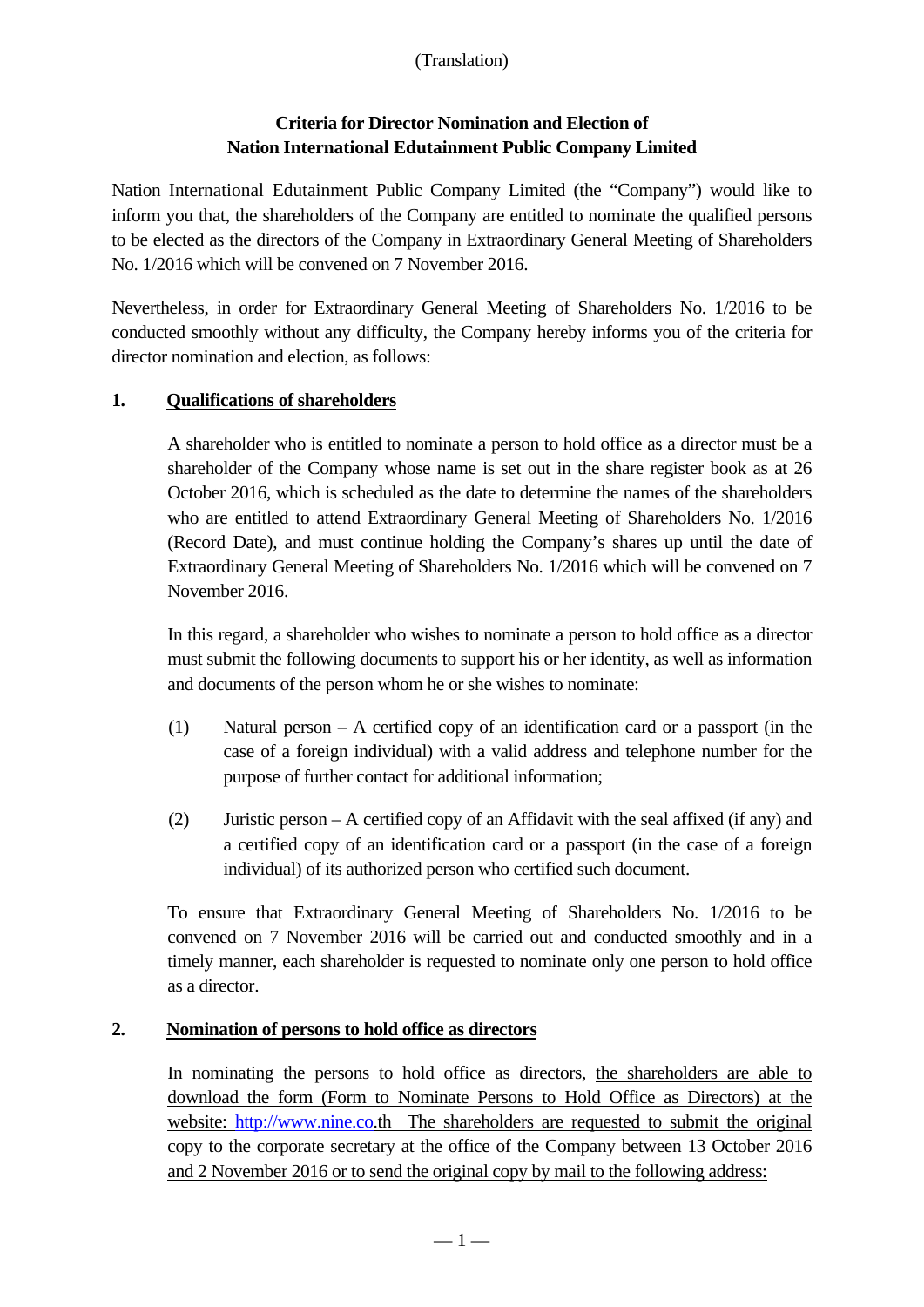(Translation)

## Criteria for Director Nomination and Election of Nation International Edutainment Public Company Limited

Nation International Edutainment Public Company Limited (the "Company") would like to inform you that, the shareholders of the Company are entitled to nominate the qualified persons to be elected as the directors of the Company in Extraordinary General Meeting of Shareholders No. 1/2016 which will be convened on 7 November 2016.

Nevertheless, in order for Extraordinary General Meeting of Shareholders No. 1/2016 to be conducted smoothly without any difficulty, the Company hereby informs you of the criteria for director nomination and election, as follows:

### 1. Qualifications of shareholders

A shareholder who is entitled to nominate a person to hold office as a director must be a shareholder of the Company whose name is set out in the share register book as at 26 October 2016, which is scheduled as the date to determine the names of the shareholders who are entitled to attend Extraordinary General Meeting of Shareholders No. 1/2016 (Record Date), and must continue holding the Company's shares up until the date of Extraordinary General Meeting of Shareholders No. 1/2016 which will be convened on 7 November 2016.

In this regard, a shareholder who wishes to nominate a person to hold office as a director must submit the following documents to support his or her identity, as well as information and documents of the person whom he or she wishes to nominate:

(1) Natural person – A certified copy of an identification card or a passport (in the case of a foreign individual) with a valid address and telephone number for the purpose of further contact for additional information;

(2) Juristic person – A certified copy of an Affidavit with the seal affixed (if any) and a certified copy of an identification card or a passport (in the case of a foreign individual) of its authorized person who certified such document.

To ensure that Extraordinary General Meeting of Shareholders No. 1/2016 to be convened on 7 November 2016 will be carried out and conducted smoothly and in a timely manner, each shareholder is requested to nominate only one person to hold office as a director.

### 2. Nomination of persons to hold office as directors

In nominating the persons to hold office as directors, the shareholders are able to download the form (Form to Nominate Persons to Hold Office as Directors) at the website: http://www.nine.co.th The shareholders are requested to submit the original copy to the corporate secretary at the office of the Company between 13 October 2016 and 2 November 2016 or to send the original copy by mail to the following address: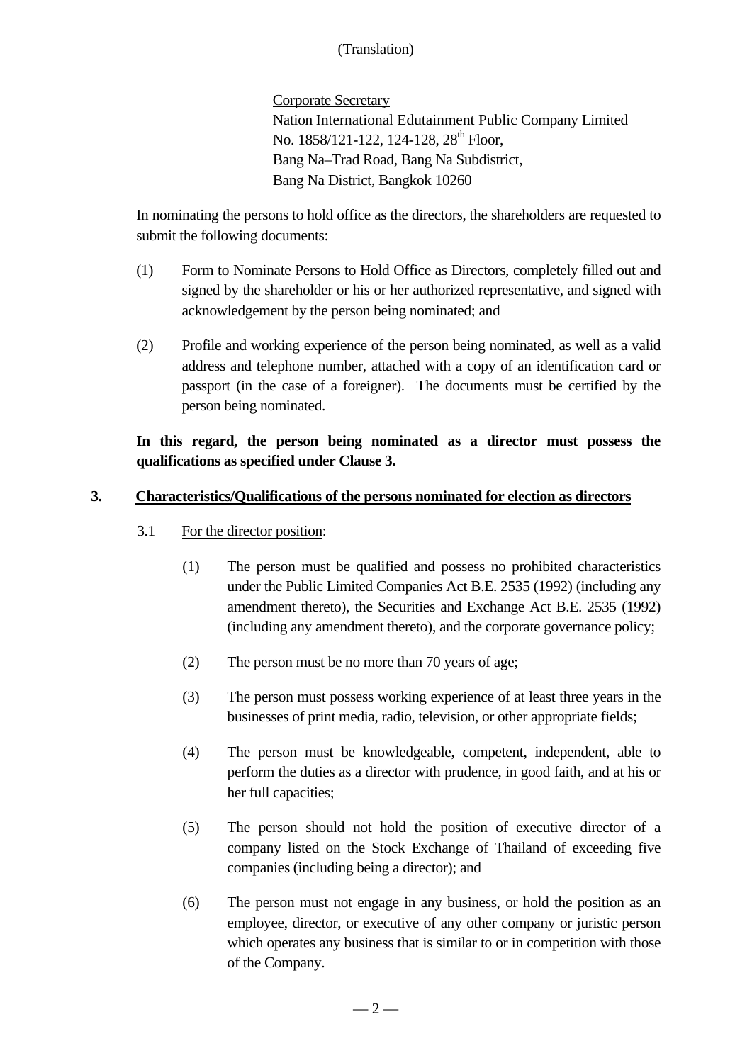(Translation)

Corporate Secretary
Nation International Edutainment Public Company Limited
No. 1858/121-122, 124-128, 28th Floor,
Bang Na–Trad Road, Bang Na Subdistrict,
Bang Na District, Bangkok 10260

In nominating the persons to hold office as the directors, the shareholders are requested to submit the following documents:

(1) Form to Nominate Persons to Hold Office as Directors, completely filled out and signed by the shareholder or his or her authorized representative, and signed with acknowledgement by the person being nominated; and

(2) Profile and working experience of the person being nominated, as well as a valid address and telephone number, attached with a copy of an identification card or passport (in the case of a foreigner). The documents must be certified by the person being nominated.

**In this regard, the person being nominated as a director must possess the qualifications as specified under Clause 3.**

## 3. Characteristics/Qualifications of the persons nominated for election as directors

3.1 For the director position:

(1) The person must be qualified and possess no prohibited characteristics under the Public Limited Companies Act B.E. 2535 (1992) (including any amendment thereto), the Securities and Exchange Act B.E. 2535 (1992) (including any amendment thereto), and the corporate governance policy;

(2) The person must be no more than 70 years of age;

(3) The person must possess working experience of at least three years in the businesses of print media, radio, television, or other appropriate fields;

(4) The person must be knowledgeable, competent, independent, able to perform the duties as a director with prudence, in good faith, and at his or her full capacities;

(5) The person should not hold the position of executive director of a company listed on the Stock Exchange of Thailand of exceeding five companies (including being a director); and

(6) The person must not engage in any business, or hold the position as an employee, director, or executive of any other company or juristic person which operates any business that is similar to or in competition with those of the Company.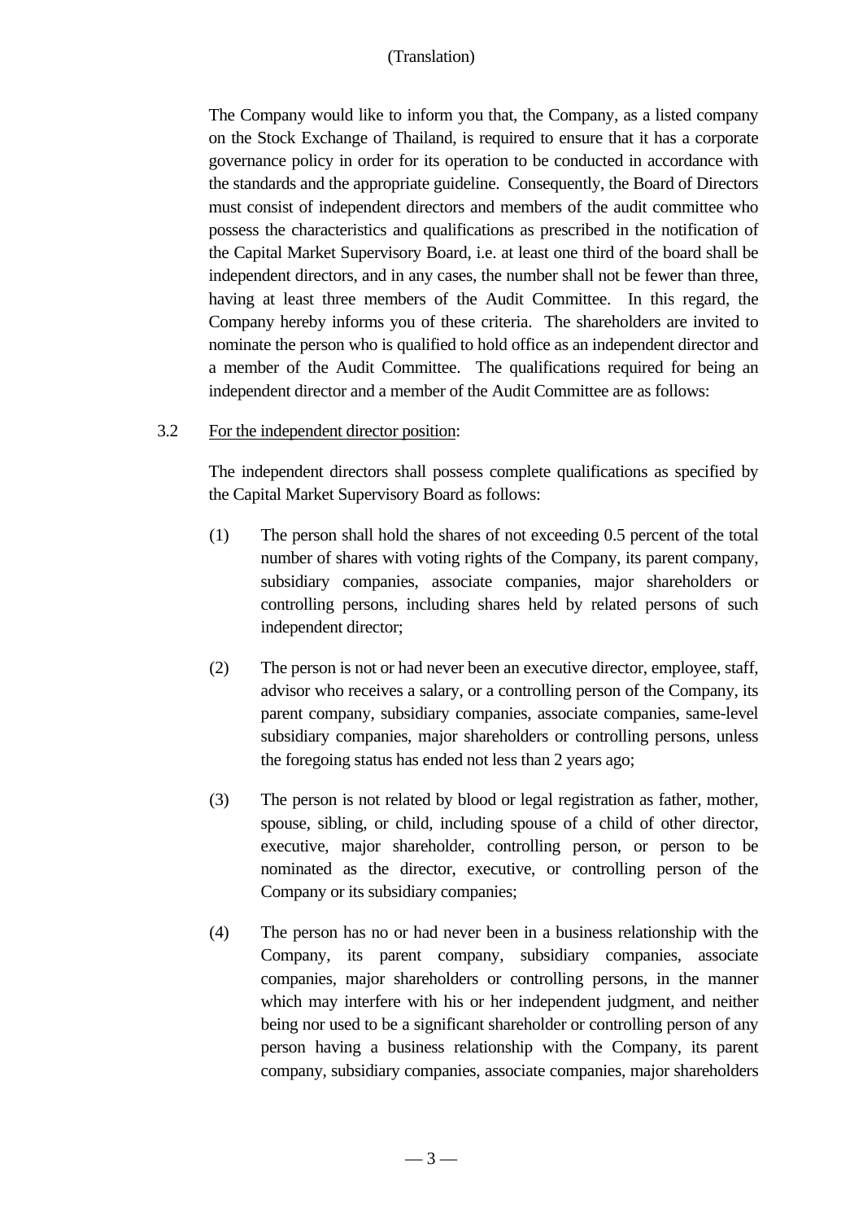(Translation)

The Company would like to inform you that, the Company, as a listed company on the Stock Exchange of Thailand, is required to ensure that it has a corporate governance policy in order for its operation to be conducted in accordance with the standards and the appropriate guideline. Consequently, the Board of Directors must consist of independent directors and members of the audit committee who possess the characteristics and qualifications as prescribed in the notification of the Capital Market Supervisory Board, i.e. at least one third of the board shall be independent directors, and in any cases, the number shall not be fewer than three, having at least three members of the Audit Committee. In this regard, the Company hereby informs you of these criteria. The shareholders are invited to nominate the person who is qualified to hold office as an independent director and a member of the Audit Committee. The qualifications required for being an independent director and a member of the Audit Committee are as follows:

3.2 For the independent director position:

The independent directors shall possess complete qualifications as specified by the Capital Market Supervisory Board as follows:

(1) The person shall hold the shares of not exceeding 0.5 percent of the total number of shares with voting rights of the Company, its parent company, subsidiary companies, associate companies, major shareholders or controlling persons, including shares held by related persons of such independent director;

(2) The person is not or had never been an executive director, employee, staff, advisor who receives a salary, or a controlling person of the Company, its parent company, subsidiary companies, associate companies, same-level subsidiary companies, major shareholders or controlling persons, unless the foregoing status has ended not less than 2 years ago;

(3) The person is not related by blood or legal registration as father, mother, spouse, sibling, or child, including spouse of a child of other director, executive, major shareholder, controlling person, or person to be nominated as the director, executive, or controlling person of the Company or its subsidiary companies;

(4) The person has no or had never been in a business relationship with the Company, its parent company, subsidiary companies, associate companies, major shareholders or controlling persons, in the manner which may interfere with his or her independent judgment, and neither being nor used to be a significant shareholder or controlling person of any person having a business relationship with the Company, its parent company, subsidiary companies, associate companies, major shareholders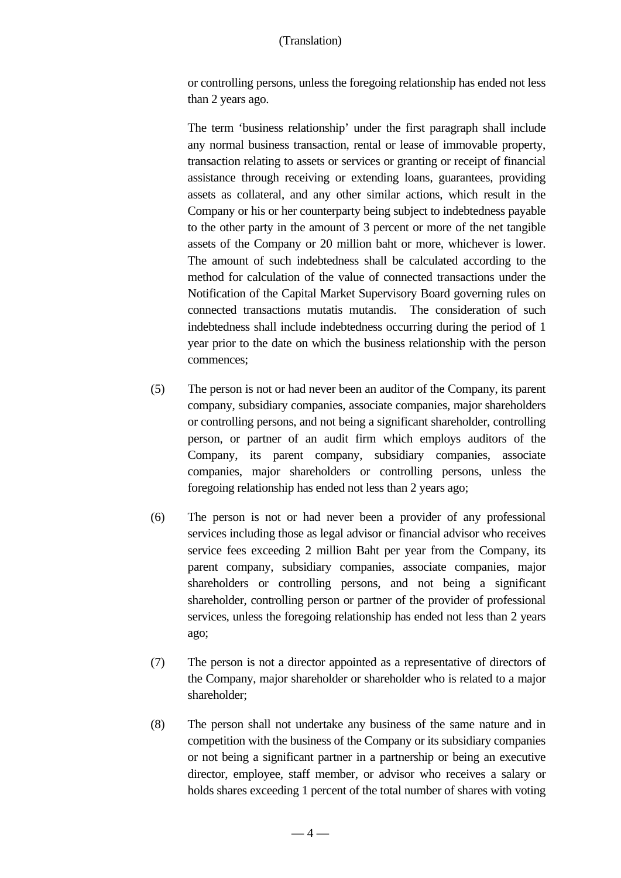or controlling persons, unless the foregoing relationship has ended not less than 2 years ago.

The term 'business relationship' under the first paragraph shall include any normal business transaction, rental or lease of immovable property, transaction relating to assets or services or granting or receipt of financial assistance through receiving or extending loans, guarantees, providing assets as collateral, and any other similar actions, which result in the Company or his or her counterparty being subject to indebtedness payable to the other party in the amount of 3 percent or more of the net tangible assets of the Company or 20 million baht or more, whichever is lower. The amount of such indebtedness shall be calculated according to the method for calculation of the value of connected transactions under the Notification of the Capital Market Supervisory Board governing rules on connected transactions mutatis mutandis. The consideration of such indebtedness shall include indebtedness occurring during the period of 1 year prior to the date on which the business relationship with the person commences;

(5) The person is not or had never been an auditor of the Company, its parent company, subsidiary companies, associate companies, major shareholders or controlling persons, and not being a significant shareholder, controlling person, or partner of an audit firm which employs auditors of the Company, its parent company, subsidiary companies, associate companies, major shareholders or controlling persons, unless the foregoing relationship has ended not less than 2 years ago;

(6) The person is not or had never been a provider of any professional services including those as legal advisor or financial advisor who receives service fees exceeding 2 million Baht per year from the Company, its parent company, subsidiary companies, associate companies, major shareholders or controlling persons, and not being a significant shareholder, controlling person or partner of the provider of professional services, unless the foregoing relationship has ended not less than 2 years ago;

(7) The person is not a director appointed as a representative of directors of the Company, major shareholder or shareholder who is related to a major shareholder;

(8) The person shall not undertake any business of the same nature and in competition with the business of the Company or its subsidiary companies or not being a significant partner in a partnership or being an executive director, employee, staff member, or advisor who receives a salary or holds shares exceeding 1 percent of the total number of shares with voting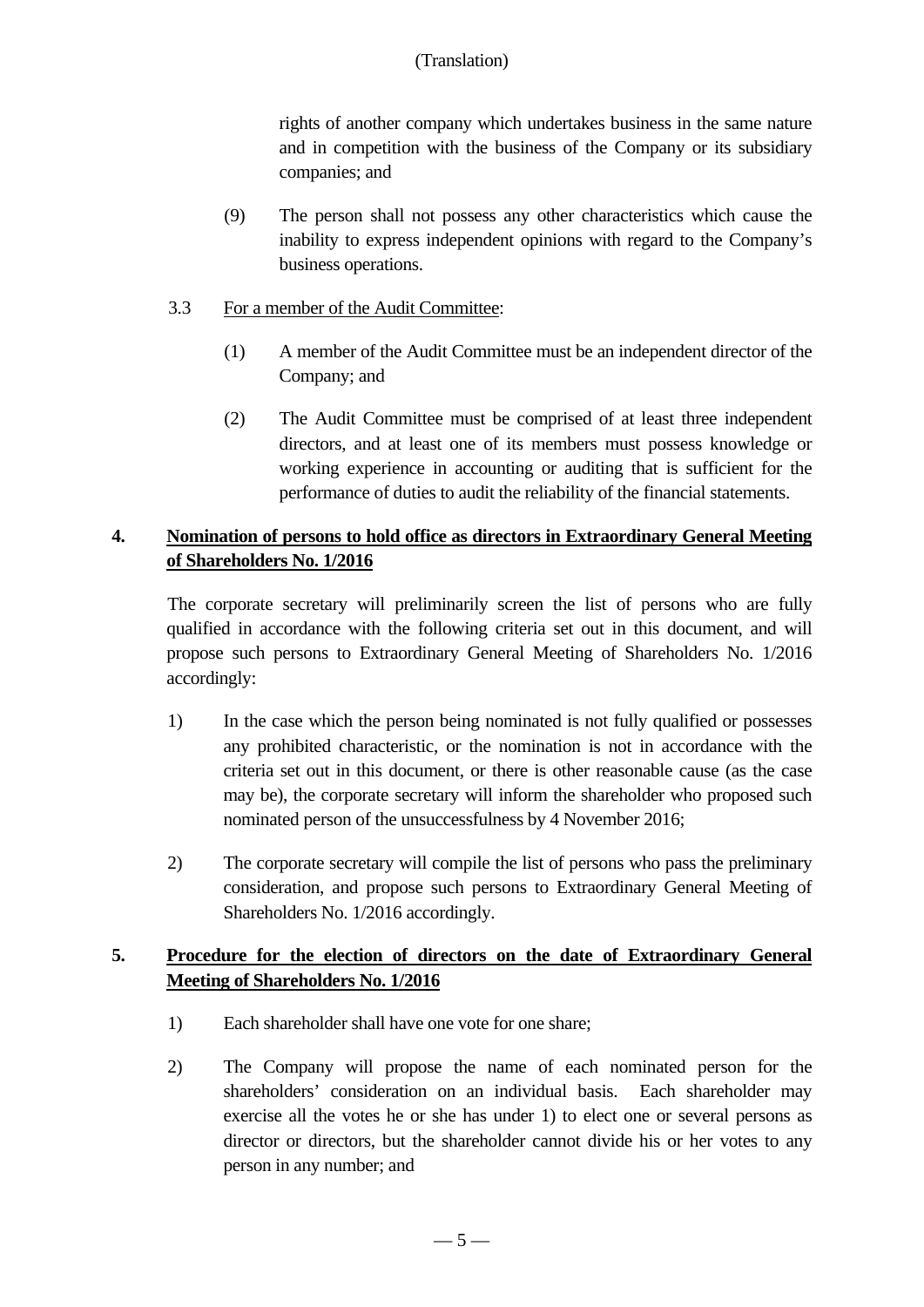(Translation)

rights of another company which undertakes business in the same nature and in competition with the business of the Company or its subsidiary companies; and

(9) The person shall not possess any other characteristics which cause the inability to express independent opinions with regard to the Company's business operations.

3.3 For a member of the Audit Committee:

(1) A member of the Audit Committee must be an independent director of the Company; and

(2) The Audit Committee must be comprised of at least three independent directors, and at least one of its members must possess knowledge or working experience in accounting or auditing that is sufficient for the performance of duties to audit the reliability of the financial statements.

## 4. Nomination of persons to hold office as directors in Extraordinary General Meeting of Shareholders No. 1/2016

The corporate secretary will preliminarily screen the list of persons who are fully qualified in accordance with the following criteria set out in this document, and will propose such persons to Extraordinary General Meeting of Shareholders No. 1/2016 accordingly:

1) In the case which the person being nominated is not fully qualified or possesses any prohibited characteristic, or the nomination is not in accordance with the criteria set out in this document, or there is other reasonable cause (as the case may be), the corporate secretary will inform the shareholder who proposed such nominated person of the unsuccessfulness by 4 November 2016;

2) The corporate secretary will compile the list of persons who pass the preliminary consideration, and propose such persons to Extraordinary General Meeting of Shareholders No. 1/2016 accordingly.

## 5. Procedure for the election of directors on the date of Extraordinary General Meeting of Shareholders No. 1/2016

1) Each shareholder shall have one vote for one share;

2) The Company will propose the name of each nominated person for the shareholders' consideration on an individual basis. Each shareholder may exercise all the votes he or she has under 1) to elect one or several persons as director or directors, but the shareholder cannot divide his or her votes to any person in any number; and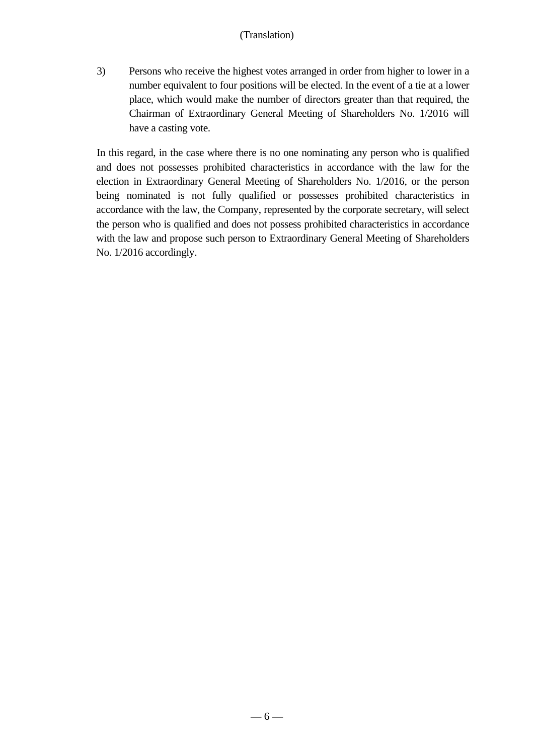3) Persons who receive the highest votes arranged in order from higher to lower in a number equivalent to four positions will be elected. In the event of a tie at a lower place, which would make the number of directors greater than that required, the Chairman of Extraordinary General Meeting of Shareholders No. 1/2016 will have a casting vote.

In this regard, in the case where there is no one nominating any person who is qualified and does not possesses prohibited characteristics in accordance with the law for the election in Extraordinary General Meeting of Shareholders No. 1/2016, or the person being nominated is not fully qualified or possesses prohibited characteristics in accordance with the law, the Company, represented by the corporate secretary, will select the person who is qualified and does not possess prohibited characteristics in accordance with the law and propose such person to Extraordinary General Meeting of Shareholders No. 1/2016 accordingly.